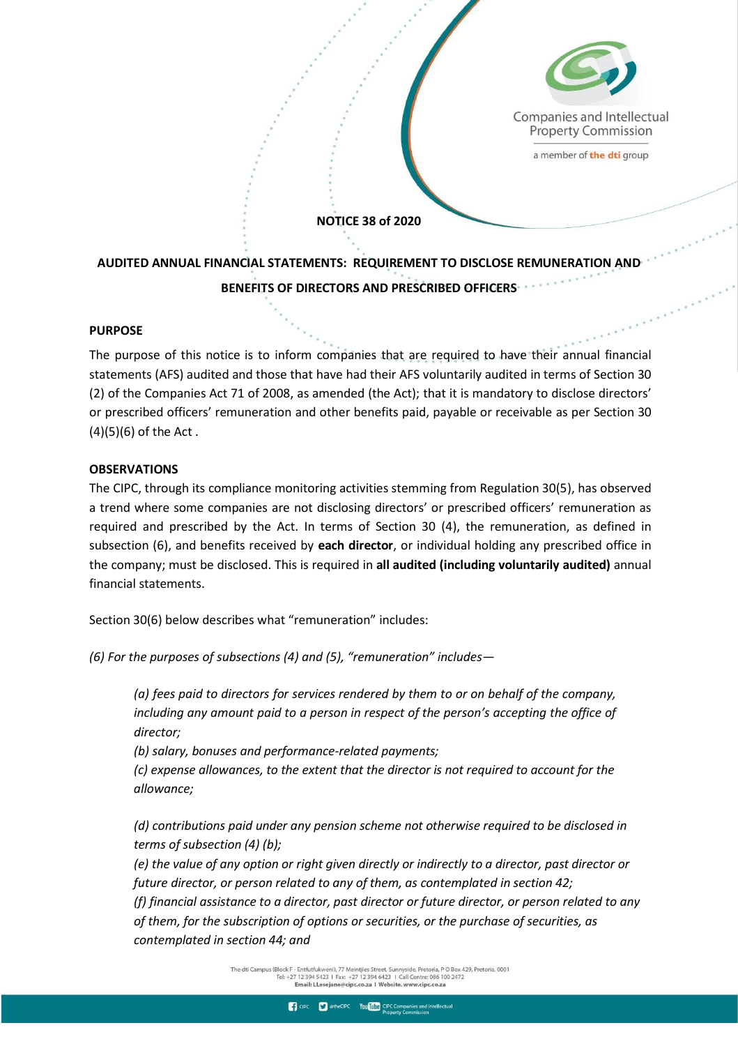**NOTICE 38 of 2020**

## AUDITED ANNUAL FINANCIAL STATEMENTS: REQUIREMENT TO DISCLOSE REMUNERATION AND BENEFITS OF DIRECTORS AND PRESCRIBED OFFICERS

### PURPOSE

The purpose of this notice is to inform companies that are required to have their annual financial statements (AFS) audited and those that have had their AFS voluntarily audited in terms of Section 30 (2) of the Companies Act 71 of 2008, as amended (the Act); that it is mandatory to disclose directors' or prescribed officers' remuneration and other benefits paid, payable or receivable as per Section 30 (4)(5)(6) of the Act .

### OBSERVATIONS

The CIPC, through its compliance monitoring activities stemming from Regulation 30(5), has observed a trend where some companies are not disclosing directors' or prescribed officers' remuneration as required and prescribed by the Act. In terms of Section 30 (4), the remuneration, as defined in subsection (6), and benefits received by **each director**, or individual holding any prescribed office in the company; must be disclosed. This is required in **all audited (including voluntarily audited)** annual financial statements.

Section 30(6) below describes what "remuneration" includes:

*(6) For the purposes of subsections (4) and (5), "remuneration" includes—*

> *(a) fees paid to directors for services rendered by them to or on behalf of the company, including any amount paid to a person in respect of the person's accepting the office of director;*
>
> *(b) salary, bonuses and performance-related payments;*
>
> *(c) expense allowances, to the extent that the director is not required to account for the allowance;*
>
> *(d) contributions paid under any pension scheme not otherwise required to be disclosed in terms of subsection (4) (b);*
>
> *(e) the value of any option or right given directly or indirectly to a director, past director or future director, or person related to any of them, as contemplated in section 42;*
>
> *(f) financial assistance to a director, past director or future director, or person related to any of them, for the subscription of options or securities, or the purchase of securities, as contemplated in section 44; and*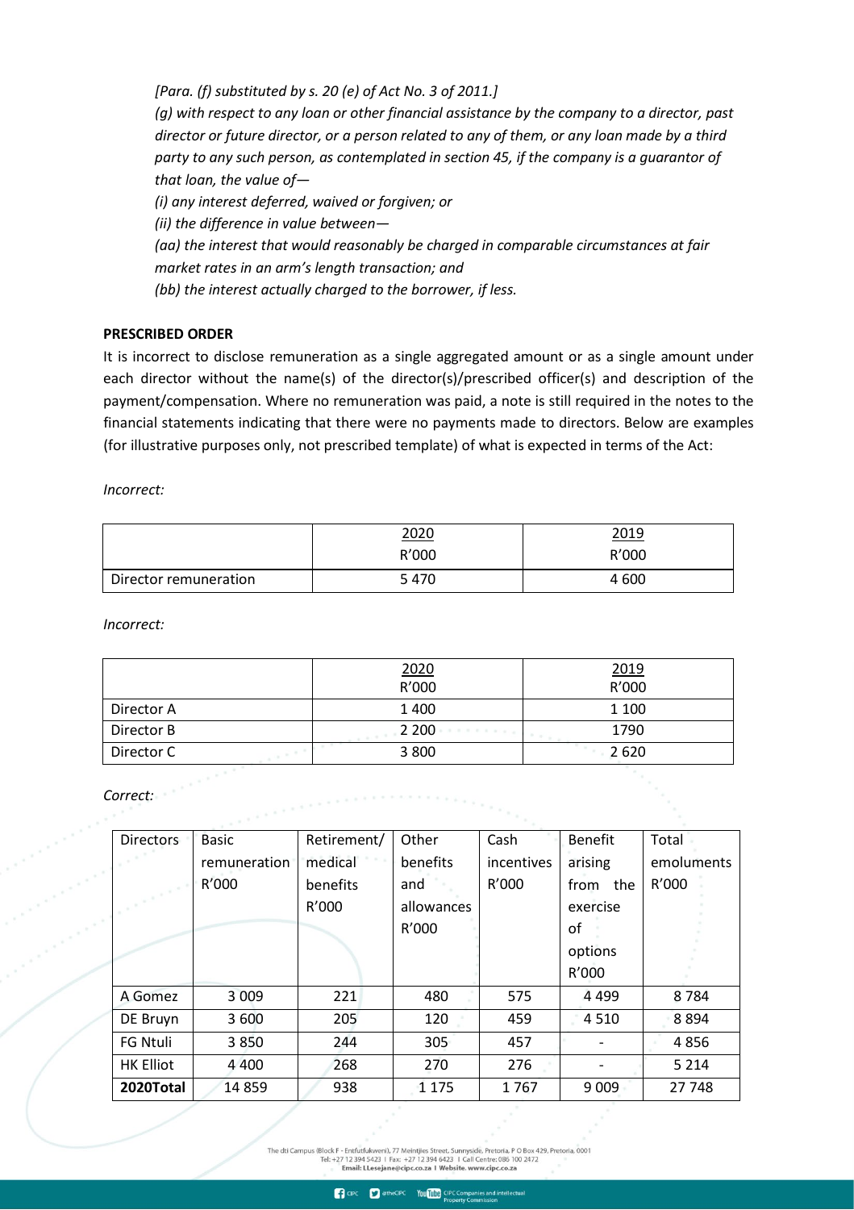*[Para. (f) substituted by s. 20 (e) of Act No. 3 of 2011.]*

*(g) with respect to any loan or other financial assistance by the company to a director, past director or future director, or a person related to any of them, or any loan made by a third party to any such person, as contemplated in section 45, if the company is a guarantor of that loan, the value of—*

*(i) any interest deferred, waived or forgiven; or*

*(ii) the difference in value between—*

*(aa) the interest that would reasonably be charged in comparable circumstances at fair market rates in an arm's length transaction; and*

*(bb) the interest actually charged to the borrower, if less.*

**PRESCRIBED ORDER**

It is incorrect to disclose remuneration as a single aggregated amount or as a single amount under each director without the name(s) of the director(s)/prescribed officer(s) and description of the payment/compensation. Where no remuneration was paid, a note is still required in the notes to the financial statements indicating that there were no payments made to directors. Below are examples (for illustrative purposes only, not prescribed template) of what is expected in terms of the Act:

*Incorrect:*

| | 2020 R'000 | 2019 R'000 |
|---|---|---|
| Director remuneration | 5 470 | 4 600 |

*Incorrect:*

| | 2020 R'000 | 2019 R'000 |
|---|---|---|
| Director A | 1 400 | 1 100 |
| Director B | 2 200 | 1790 |
| Director C | 3 800 | 2 620 |

*Correct:*

| Directors | Basic remuneration R'000 | Retirement/ medical benefits R'000 | Other benefits and allowances R'000 | Cash incentives R'000 | Benefit arising from the exercise of options R'000 | Total emoluments R'000 |
|---|---|---|---|---|---|---|
| A Gomez | 3 009 | 221 | 480 | 575 | 4 499 | 8 784 |
| DE Bruyn | 3 600 | 205 | 120 | 459 | 4 510 | 8 894 |
| FG Ntuli | 3 850 | 244 | 305 | 457 | - | 4 856 |
| HK Elliot | 4 400 | 268 | 270 | 276 | - | 5 214 |
| **2020Total** | 14 859 | 938 | 1 175 | 1 767 | 9 009 | 27 748 |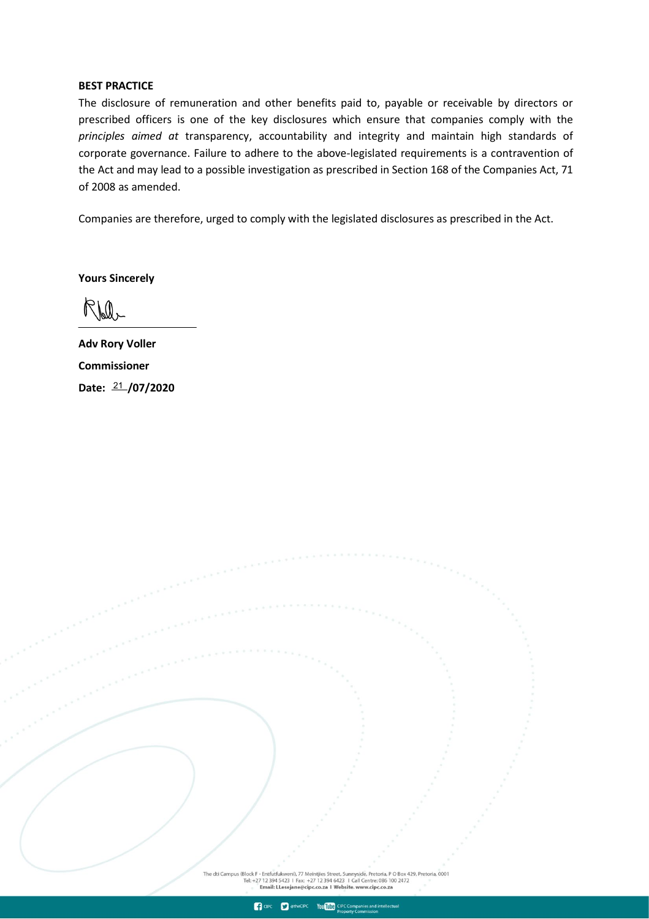**BEST PRACTICE**

The disclosure of remuneration and other benefits paid to, payable or receivable by directors or prescribed officers is one of the key disclosures which ensure that companies comply with the *principles aimed at* transparency, accountability and integrity and maintain high standards of corporate governance. Failure to adhere to the above-legislated requirements is a contravention of the Act and may lead to a possible investigation as prescribed in Section 168 of the Companies Act, 71 of 2008 as amended.

Companies are therefore, urged to comply with the legislated disclosures as prescribed in the Act.

**Yours Sincerely**

**Adv Rory Voller**

**Commissioner**

**Date:** 21 **/07/2020**

The dti Campus (Block F - Entfutfukweni), 77 Meintjies Street, Sunnyside, Pretoria, P O Box 429, Pretoria, 0001
Tel: +27 12 394 5423 | Fax: +27 12 394 6423 | Call Centre: 086 100 2472
**Email: LLesejane@cipc.co.za | Website. www.cipc.co.za**